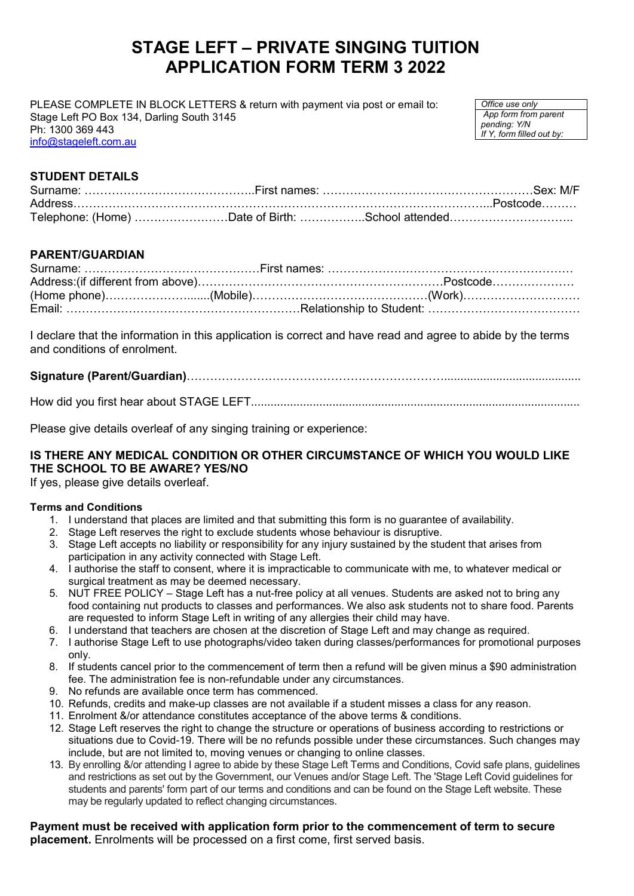# STAGE LEFT – PRIVATE SINGING TUITION APPLICATION FORM TERM 3 2022

PLEASE COMPLETE IN BLOCK LETTERS & return with payment via post or email to:
Stage Left PO Box 134, Darling South 3145
Ph: 1300 369 443
info@stageleft.com.au

| *Office use only* |
|---|
| *App form from parent pending: Y/N* *If Y, form filled out by:* |

## STUDENT DETAILS

Surname: ……………………………………..First names: ………………………………………………Sex: M/F
Address…………………………………………………………………………………………...Postcode………
Telephone: (Home) ……………….……Date of Birth: ……………..School attended…………………………..

## PARENT/GUARDIAN

Surname: ………………………………………First names: ……………………………………………………
Address:(if different from above)………………………………………………………Postcode…………………
(Home phone)…………………......(Mobile)………………………………………(Work)…………………………
Email: …………………………………………………Relationship to Student: …………………………………

I declare that the information in this application is correct and have read and agree to abide by the terms and conditions of enrolment.

**Signature (Parent/Guardian)**………………………………………………………..........................................

How did you first hear about STAGE LEFT...................................................................................................

Please give details overleaf of any singing training or experience:

**IS THERE ANY MEDICAL CONDITION OR OTHER CIRCUMSTANCE OF WHICH YOU WOULD LIKE THE SCHOOL TO BE AWARE? YES/NO**
If yes, please give details overleaf.

**Terms and Conditions**

1. I understand that places are limited and that submitting this form is no guarantee of availability.
2. Stage Left reserves the right to exclude students whose behaviour is disruptive.
3. Stage Left accepts no liability or responsibility for any injury sustained by the student that arises from participation in any activity connected with Stage Left.
4. I authorise the staff to consent, where it is impracticable to communicate with me, to whatever medical or surgical treatment as may be deemed necessary.
5. NUT FREE POLICY – Stage Left has a nut-free policy at all venues. Students are asked not to bring any food containing nut products to classes and performances. We also ask students not to share food. Parents are requested to inform Stage Left in writing of any allergies their child may have.
6. I understand that teachers are chosen at the discretion of Stage Left and may change as required.
7. I authorise Stage Left to use photographs/video taken during classes/performances for promotional purposes only.
8. If students cancel prior to the commencement of term then a refund will be given minus a $90 administration fee. The administration fee is non-refundable under any circumstances.
9. No refunds are available once term has commenced.
10. Refunds, credits and make-up classes are not available if a student misses a class for any reason.
11. Enrolment &/or attendance constitutes acceptance of the above terms & conditions.
12. Stage Left reserves the right to change the structure or operations of business according to restrictions or situations due to Covid-19. There will be no refunds possible under these circumstances. Such changes may include, but are not limited to, moving venues or changing to online classes.
13. By enrolling &/or attending I agree to abide by these Stage Left Terms and Conditions, Covid safe plans, guidelines and restrictions as set out by the Government, our Venues and/or Stage Left. The 'Stage Left Covid guidelines for students and parents' form part of our terms and conditions and can be found on the Stage Left website. These may be regularly updated to reflect changing circumstances.

**Payment must be received with application form prior to the commencement of term to secure placement.** Enrolments will be processed on a first come, first served basis.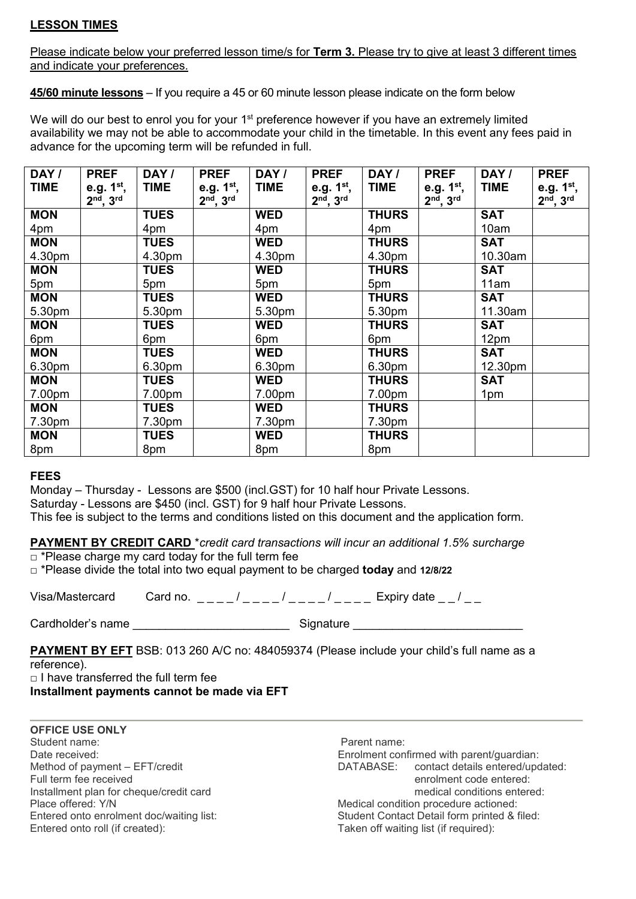**LESSON TIMES**

Please indicate below your preferred lesson time/s for **Term 3.** Please try to give at least 3 different times and indicate your preferences.

**45/60 minute lessons** – If you require a 45 or 60 minute lesson please indicate on the form below

We will do our best to enrol you for your 1st preference however if you have an extremely limited availability we may not be able to accommodate your child in the timetable. In this event any fees paid in advance for the upcoming term will be refunded in full.

| DAY / TIME | PREF e.g. 1st, 2nd, 3rd | DAY / TIME | PREF e.g. 1st, 2nd, 3rd | DAY / TIME | PREF e.g. 1st, 2nd, 3rd | DAY / TIME | PREF e.g. 1st, 2nd, 3rd | DAY / TIME | PREF e.g. 1st, 2nd, 3rd |
|---|---|---|---|---|---|---|---|---|---|
| **MON** 4pm | | **TUES** 4pm | | **WED** 4pm | | **THURS** 4pm | | **SAT** 10am | |
| **MON** 4.30pm | | **TUES** 4.30pm | | **WED** 4.30pm | | **THURS** 4.30pm | | **SAT** 10.30am | |
| **MON** 5pm | | **TUES** 5pm | | **WED** 5pm | | **THURS** 5pm | | **SAT** 11am | |
| **MON** 5.30pm | | **TUES** 5.30pm | | **WED** 5.30pm | | **THURS** 5.30pm | | **SAT** 11.30am | |
| **MON** 6pm | | **TUES** 6pm | | **WED** 6pm | | **THURS** 6pm | | **SAT** 12pm | |
| **MON** 6.30pm | | **TUES** 6.30pm | | **WED** 6.30pm | | **THURS** 6.30pm | | **SAT** 12.30pm | |
| **MON** 7.00pm | | **TUES** 7.00pm | | **WED** 7.00pm | | **THURS** 7.00pm | | **SAT** 1pm | |
| **MON** 7.30pm | | **TUES** 7.30pm | | **WED** 7.30pm | | **THURS** 7.30pm | | | |
| **MON** 8pm | | **TUES** 8pm | | **WED** 8pm | | **THURS** 8pm | | | |

**FEES**

Monday – Thursday - Lessons are $500 (incl.GST) for 10 half hour Private Lessons.
Saturday - Lessons are $450 (incl. GST) for 9 half hour Private Lessons.
This fee is subject to the terms and conditions listed on this document and the application form.

**PAYMENT BY CREDIT CARD** *\*credit card transactions will incur an additional 1.5% surcharge*

□ *Please charge my card today for the full term fee

□ *Please divide the total into two equal payment to be charged **today** and **12/8/22**

Visa/Mastercard Card no. _ _ _ _ / _ _ _ _ / _ _ _ _ / _ _ _ _ Expiry date _ _ / _ _

Cardholder's name ________________________ Signature __________________________

**PAYMENT BY EFT** BSB: 013 260 A/C no: 484059374 (Please include your child's full name as a reference).

□ I have transferred the full term fee

**Installment payments cannot be made via EFT**

---

**OFFICE USE ONLY**

Student name:
Date received:
Method of payment – EFT/credit
Full term fee received
Installment plan for cheque/credit card
Place offered: Y/N
Entered onto enrolment doc/waiting list:
Entered onto roll (if created):

Parent name:
Enrolment confirmed with parent/guardian:
DATABASE: contact details entered/updated:
enrolment code entered:
medical conditions entered:
Medical condition procedure actioned:
Student Contact Detail form printed & filed:
Taken off waiting list (if required):